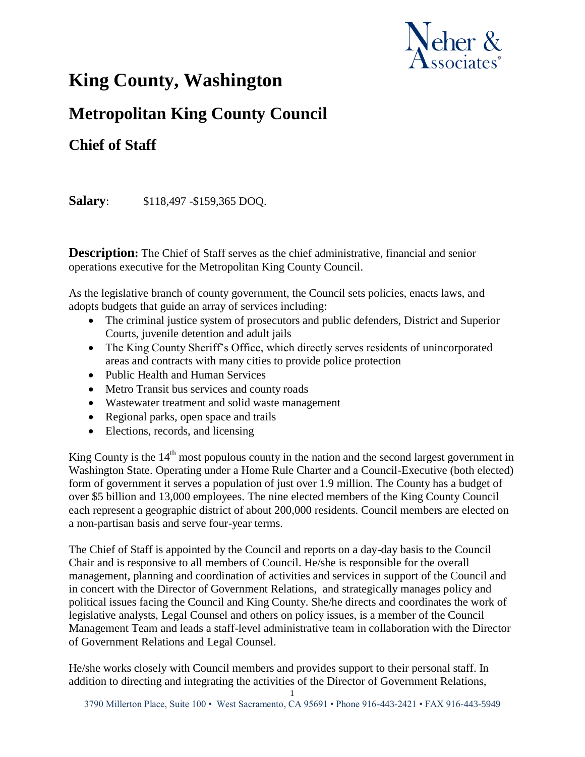# King County, Washington

## Metropolitan King County Council

### Chief of Staff

**Salary**: $118,497 -$159,365 DOQ.

**Description:** The Chief of Staff serves as the chief administrative, financial and senior operations executive for the Metropolitan King County Council.

As the legislative branch of county government, the Council sets policies, enacts laws, and adopts budgets that guide an array of services including:

- The criminal justice system of prosecutors and public defenders, District and Superior Courts, juvenile detention and adult jails
- The King County Sheriff's Office, which directly serves residents of unincorporated areas and contracts with many cities to provide police protection
- Public Health and Human Services
- Metro Transit bus services and county roads
- Wastewater treatment and solid waste management
- Regional parks, open space and trails
- Elections, records, and licensing

King County is the 14th most populous county in the nation and the second largest government in Washington State. Operating under a Home Rule Charter and a Council-Executive (both elected) form of government it serves a population of just over 1.9 million. The County has a budget of over $5 billion and 13,000 employees. The nine elected members of the King County Council each represent a geographic district of about 200,000 residents. Council members are elected on a non-partisan basis and serve four-year terms.

The Chief of Staff is appointed by the Council and reports on a day-day basis to the Council Chair and is responsive to all members of Council. He/she is responsible for the overall management, planning and coordination of activities and services in support of the Council and in concert with the Director of Government Relations, and strategically manages policy and political issues facing the Council and King County. She/he directs and coordinates the work of legislative analysts, Legal Counsel and others on policy issues, is a member of the Council Management Team and leads a staff-level administrative team in collaboration with the Director of Government Relations and Legal Counsel.

He/she works closely with Council members and provides support to their personal staff. In addition to directing and integrating the activities of the Director of Government Relations,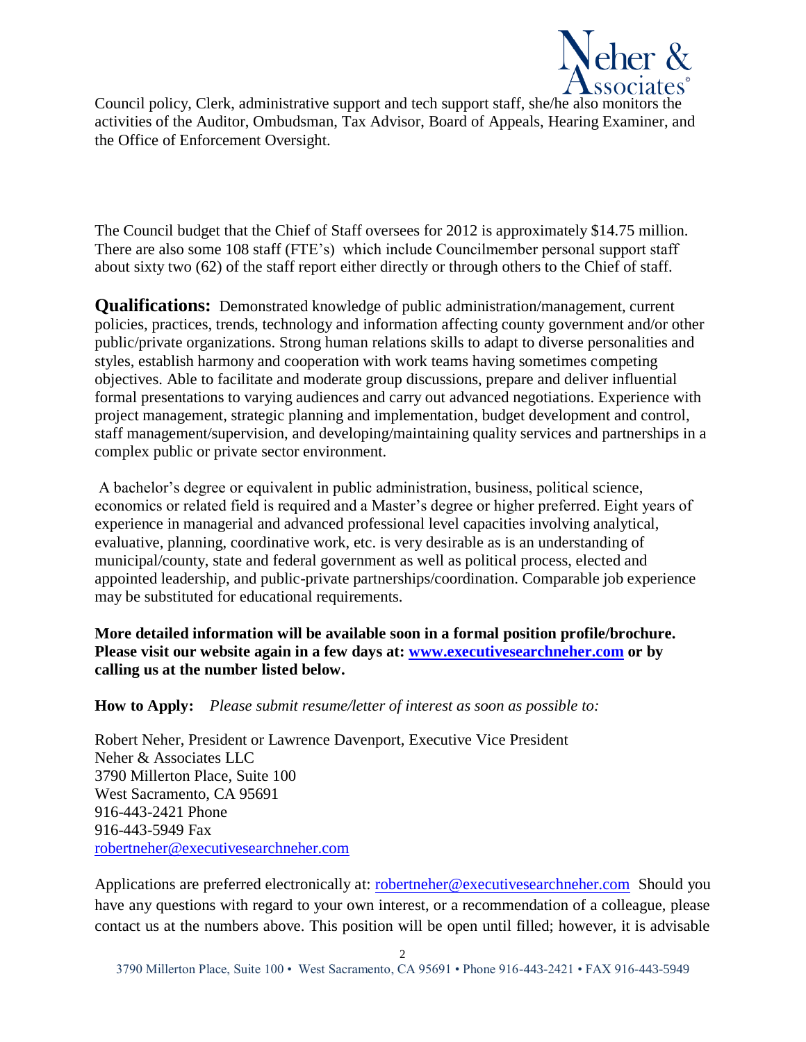Council policy, Clerk, administrative support and tech support staff, she/he also monitors the activities of the Auditor, Ombudsman, Tax Advisor, Board of Appeals, Hearing Examiner, and the Office of Enforcement Oversight.

The Council budget that the Chief of Staff oversees for 2012 is approximately $14.75 million. There are also some 108 staff (FTE's) which include Councilmember personal support staff about sixty two (62) of the staff report either directly or through others to the Chief of staff.

**Qualifications:** Demonstrated knowledge of public administration/management, current policies, practices, trends, technology and information affecting county government and/or other public/private organizations. Strong human relations skills to adapt to diverse personalities and styles, establish harmony and cooperation with work teams having sometimes competing objectives. Able to facilitate and moderate group discussions, prepare and deliver influential formal presentations to varying audiences and carry out advanced negotiations. Experience with project management, strategic planning and implementation, budget development and control, staff management/supervision, and developing/maintaining quality services and partnerships in a complex public or private sector environment.

A bachelor's degree or equivalent in public administration, business, political science, economics or related field is required and a Master's degree or higher preferred. Eight years of experience in managerial and advanced professional level capacities involving analytical, evaluative, planning, coordinative work, etc. is very desirable as is an understanding of municipal/county, state and federal government as well as political process, elected and appointed leadership, and public-private partnerships/coordination. Comparable job experience may be substituted for educational requirements.

**More detailed information will be available soon in a formal position profile/brochure. Please visit our website again in a few days at: [www.executivesearchneher.com](http://www.executivesearchneher.com) or by calling us at the number listed below.**

**How to Apply:** *Please submit resume/letter of interest as soon as possible to:*

Robert Neher, President or Lawrence Davenport, Executive Vice President
Neher & Associates LLC
3790 Millerton Place, Suite 100
West Sacramento, CA 95691
916-443-2421 Phone
916-443-5949 Fax
[robertneher@executivesearchneher.com](mailto:robertneher@executivesearchneher.com)

Applications are preferred electronically at: [robertneher@executivesearchneher.com](mailto:robertneher@executivesearchneher.com) Should you have any questions with regard to your own interest, or a recommendation of a colleague, please contact us at the numbers above. This position will be open until filled; however, it is advisable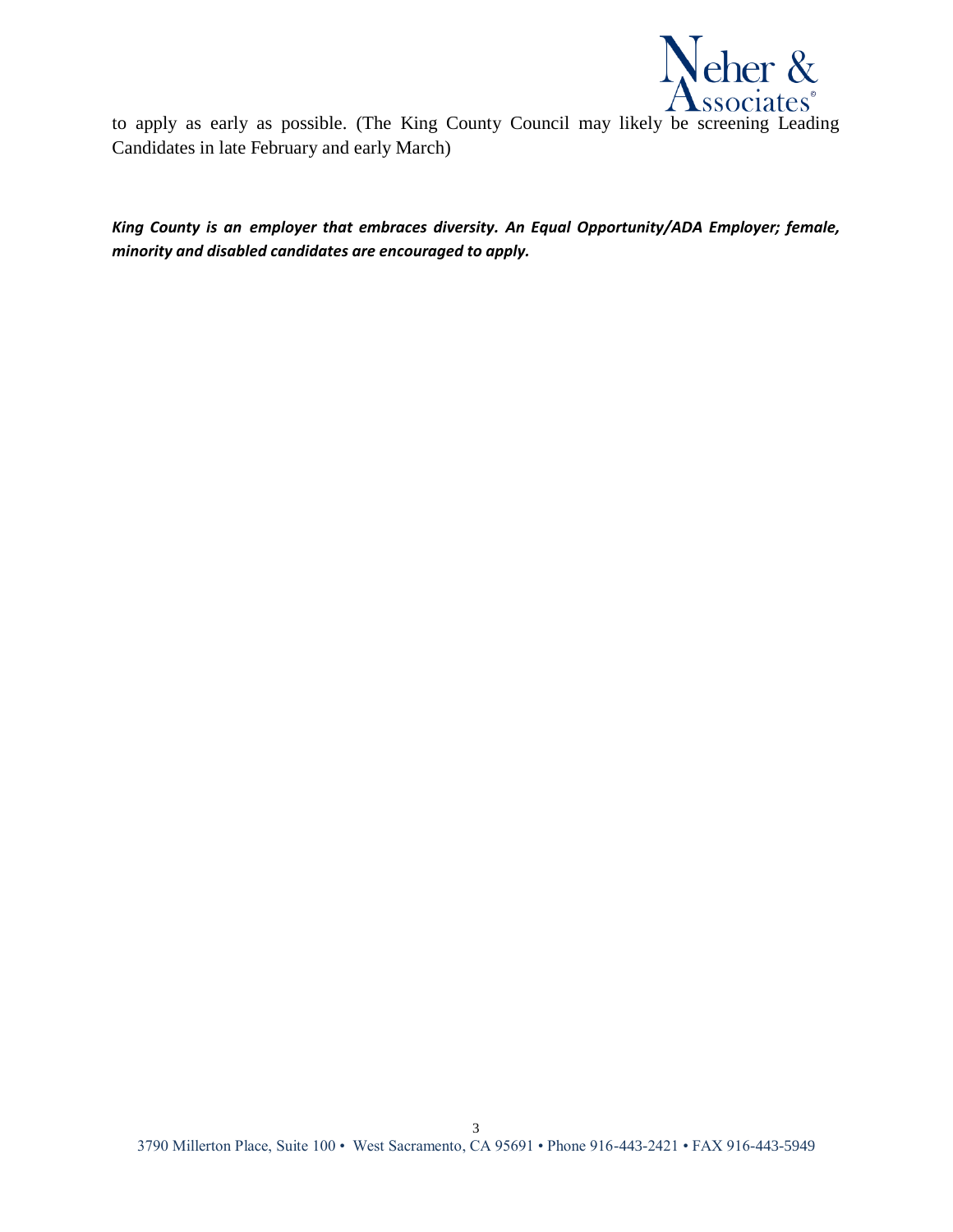to apply as early as possible. (The King County Council may likely be screening Leading Candidates in late February and early March)

***King County is an employer that embraces diversity. An Equal Opportunity/ADA Employer; female, minority and disabled candidates are encouraged to apply.***